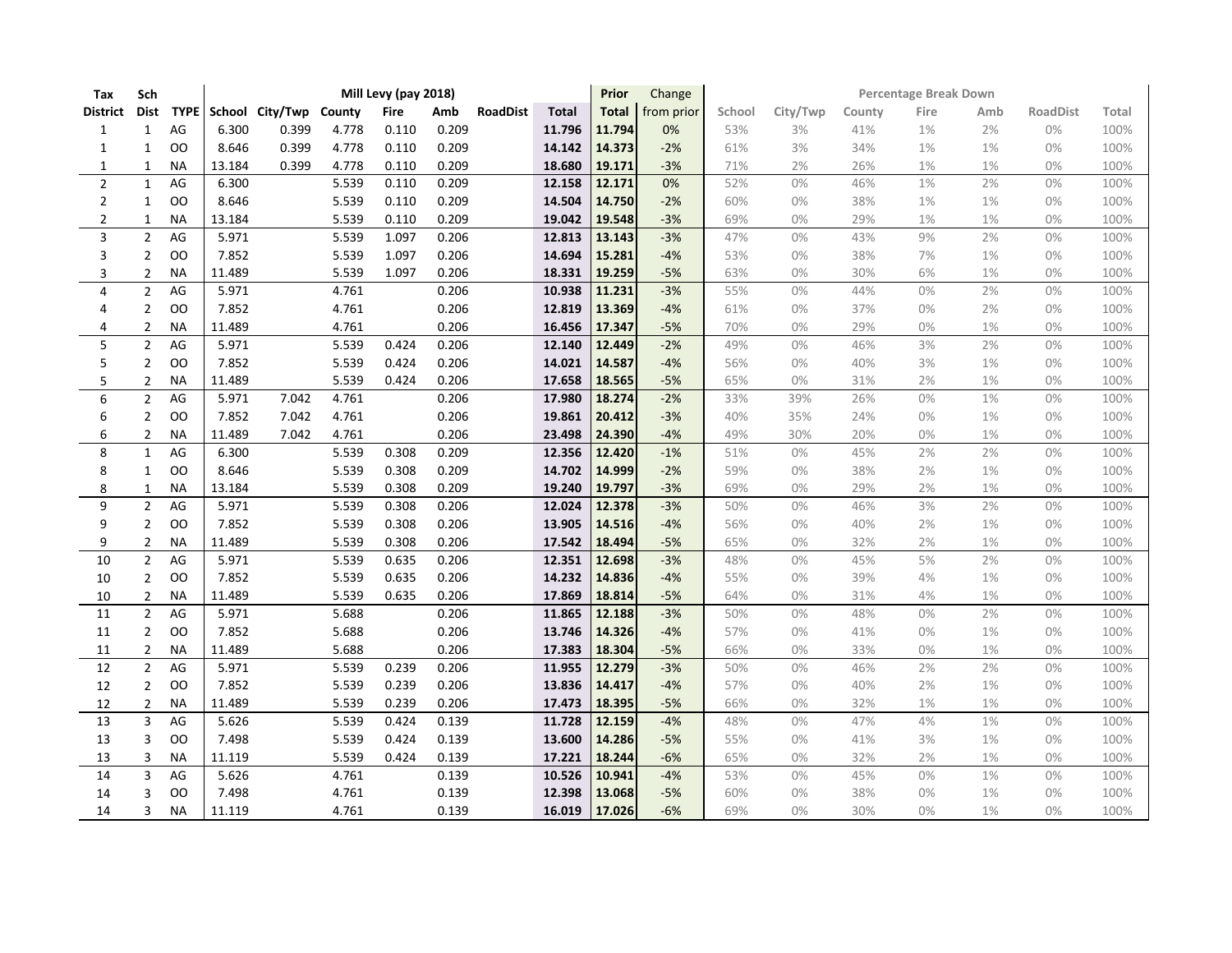| Tax | Sch | | Mill Levy (pay 2018) | | | | | | | Prior | Change | Percentage Break Down | | | | | | |
|---|---|---|---|---|---|---|---|---|---|---|---|---|---|---|---|---|---|---|
| District | Dist | TYPE | School | City/Twp | County | Fire | Amb | RoadDist | Total | Total | from prior | School | City/Twp | County | Fire | Amb | RoadDist | Total |
| 1 | 1 | AG | 6.300 | 0.399 | 4.778 | 0.110 | 0.209 | | 11.796 | 11.794 | 0% | 53% | 3% | 41% | 1% | 2% | 0% | 100% |
| 1 | 1 | OO | 8.646 | 0.399 | 4.778 | 0.110 | 0.209 | | 14.142 | 14.373 | -2% | 61% | 3% | 34% | 1% | 1% | 0% | 100% |
| 1 | 1 | NA | 13.184 | 0.399 | 4.778 | 0.110 | 0.209 | | 18.680 | 19.171 | -3% | 71% | 2% | 26% | 1% | 1% | 0% | 100% |
| 2 | 1 | AG | 6.300 | | 5.539 | 0.110 | 0.209 | | 12.158 | 12.171 | 0% | 52% | 0% | 46% | 1% | 2% | 0% | 100% |
| 2 | 1 | OO | 8.646 | | 5.539 | 0.110 | 0.209 | | 14.504 | 14.750 | -2% | 60% | 0% | 38% | 1% | 1% | 0% | 100% |
| 2 | 1 | NA | 13.184 | | 5.539 | 0.110 | 0.209 | | 19.042 | 19.548 | -3% | 69% | 0% | 29% | 1% | 1% | 0% | 100% |
| 3 | 2 | AG | 5.971 | | 5.539 | 1.097 | 0.206 | | 12.813 | 13.143 | -3% | 47% | 0% | 43% | 9% | 2% | 0% | 100% |
| 3 | 2 | OO | 7.852 | | 5.539 | 1.097 | 0.206 | | 14.694 | 15.281 | -4% | 53% | 0% | 38% | 7% | 1% | 0% | 100% |
| 3 | 2 | NA | 11.489 | | 5.539 | 1.097 | 0.206 | | 18.331 | 19.259 | -5% | 63% | 0% | 30% | 6% | 1% | 0% | 100% |
| 4 | 2 | AG | 5.971 | | 4.761 | | 0.206 | | 10.938 | 11.231 | -3% | 55% | 0% | 44% | 0% | 2% | 0% | 100% |
| 4 | 2 | OO | 7.852 | | 4.761 | | 0.206 | | 12.819 | 13.369 | -4% | 61% | 0% | 37% | 0% | 2% | 0% | 100% |
| 4 | 2 | NA | 11.489 | | 4.761 | | 0.206 | | 16.456 | 17.347 | -5% | 70% | 0% | 29% | 0% | 1% | 0% | 100% |
| 5 | 2 | AG | 5.971 | | 5.539 | 0.424 | 0.206 | | 12.140 | 12.449 | -2% | 49% | 0% | 46% | 3% | 2% | 0% | 100% |
| 5 | 2 | OO | 7.852 | | 5.539 | 0.424 | 0.206 | | 14.021 | 14.587 | -4% | 56% | 0% | 40% | 3% | 1% | 0% | 100% |
| 5 | 2 | NA | 11.489 | | 5.539 | 0.424 | 0.206 | | 17.658 | 18.565 | -5% | 65% | 0% | 31% | 2% | 1% | 0% | 100% |
| 6 | 2 | AG | 5.971 | 7.042 | 4.761 | | 0.206 | | 17.980 | 18.274 | -2% | 33% | 39% | 26% | 0% | 1% | 0% | 100% |
| 6 | 2 | OO | 7.852 | 7.042 | 4.761 | | 0.206 | | 19.861 | 20.412 | -3% | 40% | 35% | 24% | 0% | 1% | 0% | 100% |
| 6 | 2 | NA | 11.489 | 7.042 | 4.761 | | 0.206 | | 23.498 | 24.390 | -4% | 49% | 30% | 20% | 0% | 1% | 0% | 100% |
| 8 | 1 | AG | 6.300 | | 5.539 | 0.308 | 0.209 | | 12.356 | 12.420 | -1% | 51% | 0% | 45% | 2% | 2% | 0% | 100% |
| 8 | 1 | OO | 8.646 | | 5.539 | 0.308 | 0.209 | | 14.702 | 14.999 | -2% | 59% | 0% | 38% | 2% | 1% | 0% | 100% |
| 8 | 1 | NA | 13.184 | | 5.539 | 0.308 | 0.209 | | 19.240 | 19.797 | -3% | 69% | 0% | 29% | 2% | 1% | 0% | 100% |
| 9 | 2 | AG | 5.971 | | 5.539 | 0.308 | 0.206 | | 12.024 | 12.378 | -3% | 50% | 0% | 46% | 3% | 2% | 0% | 100% |
| 9 | 2 | OO | 7.852 | | 5.539 | 0.308 | 0.206 | | 13.905 | 14.516 | -4% | 56% | 0% | 40% | 2% | 1% | 0% | 100% |
| 9 | 2 | NA | 11.489 | | 5.539 | 0.308 | 0.206 | | 17.542 | 18.494 | -5% | 65% | 0% | 32% | 2% | 1% | 0% | 100% |
| 10 | 2 | AG | 5.971 | | 5.539 | 0.635 | 0.206 | | 12.351 | 12.698 | -3% | 48% | 0% | 45% | 5% | 2% | 0% | 100% |
| 10 | 2 | OO | 7.852 | | 5.539 | 0.635 | 0.206 | | 14.232 | 14.836 | -4% | 55% | 0% | 39% | 4% | 1% | 0% | 100% |
| 10 | 2 | NA | 11.489 | | 5.539 | 0.635 | 0.206 | | 17.869 | 18.814 | -5% | 64% | 0% | 31% | 4% | 1% | 0% | 100% |
| 11 | 2 | AG | 5.971 | | 5.688 | | 0.206 | | 11.865 | 12.188 | -3% | 50% | 0% | 48% | 0% | 2% | 0% | 100% |
| 11 | 2 | OO | 7.852 | | 5.688 | | 0.206 | | 13.746 | 14.326 | -4% | 57% | 0% | 41% | 0% | 1% | 0% | 100% |
| 11 | 2 | NA | 11.489 | | 5.688 | | 0.206 | | 17.383 | 18.304 | -5% | 66% | 0% | 33% | 0% | 1% | 0% | 100% |
| 12 | 2 | AG | 5.971 | | 5.539 | 0.239 | 0.206 | | 11.955 | 12.279 | -3% | 50% | 0% | 46% | 2% | 2% | 0% | 100% |
| 12 | 2 | OO | 7.852 | | 5.539 | 0.239 | 0.206 | | 13.836 | 14.417 | -4% | 57% | 0% | 40% | 2% | 1% | 0% | 100% |
| 12 | 2 | NA | 11.489 | | 5.539 | 0.239 | 0.206 | | 17.473 | 18.395 | -5% | 66% | 0% | 32% | 1% | 1% | 0% | 100% |
| 13 | 3 | AG | 5.626 | | 5.539 | 0.424 | 0.139 | | 11.728 | 12.159 | -4% | 48% | 0% | 47% | 4% | 1% | 0% | 100% |
| 13 | 3 | OO | 7.498 | | 5.539 | 0.424 | 0.139 | | 13.600 | 14.286 | -5% | 55% | 0% | 41% | 3% | 1% | 0% | 100% |
| 13 | 3 | NA | 11.119 | | 5.539 | 0.424 | 0.139 | | 17.221 | 18.244 | -6% | 65% | 0% | 32% | 2% | 1% | 0% | 100% |
| 14 | 3 | AG | 5.626 | | 4.761 | | 0.139 | | 10.526 | 10.941 | -4% | 53% | 0% | 45% | 0% | 1% | 0% | 100% |
| 14 | 3 | OO | 7.498 | | 4.761 | | 0.139 | | 12.398 | 13.068 | -5% | 60% | 0% | 38% | 0% | 1% | 0% | 100% |
| 14 | 3 | NA | 11.119 | | 4.761 | | 0.139 | | 16.019 | 17.026 | -6% | 69% | 0% | 30% | 0% | 1% | 0% | 100% |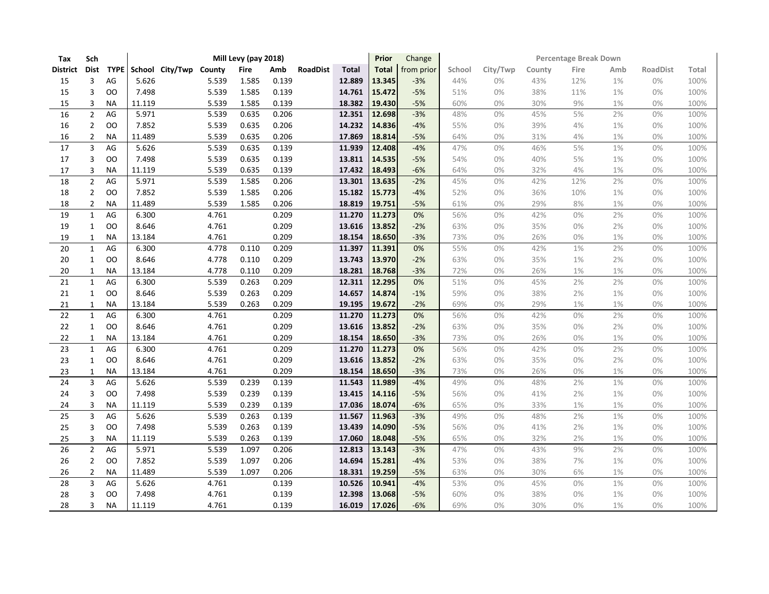| Tax | Sch | | Mill Levy (pay 2018) | | | | | | | Prior | Change | Percentage Break Down | | | | | | |
|---|---|---|---|---|---|---|---|---|---|---|---|---|---|---|---|---|---|---|
| District | Dist | TYPE | School | City/Twp | County | Fire | Amb | RoadDist | Total | Total | from prior | School | City/Twp | County | Fire | Amb | RoadDist | Total |
| 15 | 3 | AG | 5.626 | | 5.539 | 1.585 | 0.139 | | 12.889 | 13.345 | -3% | 44% | 0% | 43% | 12% | 1% | 0% | 100% |
| 15 | 3 | OO | 7.498 | | 5.539 | 1.585 | 0.139 | | 14.761 | 15.472 | -5% | 51% | 0% | 38% | 11% | 1% | 0% | 100% |
| 15 | 3 | NA | 11.119 | | 5.539 | 1.585 | 0.139 | | 18.382 | 19.430 | -5% | 60% | 0% | 30% | 9% | 1% | 0% | 100% |
| 16 | 2 | AG | 5.971 | | 5.539 | 0.635 | 0.206 | | 12.351 | 12.698 | -3% | 48% | 0% | 45% | 5% | 2% | 0% | 100% |
| 16 | 2 | OO | 7.852 | | 5.539 | 0.635 | 0.206 | | 14.232 | 14.836 | -4% | 55% | 0% | 39% | 4% | 1% | 0% | 100% |
| 16 | 2 | NA | 11.489 | | 5.539 | 0.635 | 0.206 | | 17.869 | 18.814 | -5% | 64% | 0% | 31% | 4% | 1% | 0% | 100% |
| 17 | 3 | AG | 5.626 | | 5.539 | 0.635 | 0.139 | | 11.939 | 12.408 | -4% | 47% | 0% | 46% | 5% | 1% | 0% | 100% |
| 17 | 3 | OO | 7.498 | | 5.539 | 0.635 | 0.139 | | 13.811 | 14.535 | -5% | 54% | 0% | 40% | 5% | 1% | 0% | 100% |
| 17 | 3 | NA | 11.119 | | 5.539 | 0.635 | 0.139 | | 17.432 | 18.493 | -6% | 64% | 0% | 32% | 4% | 1% | 0% | 100% |
| 18 | 2 | AG | 5.971 | | 5.539 | 1.585 | 0.206 | | 13.301 | 13.635 | -2% | 45% | 0% | 42% | 12% | 2% | 0% | 100% |
| 18 | 2 | OO | 7.852 | | 5.539 | 1.585 | 0.206 | | 15.182 | 15.773 | -4% | 52% | 0% | 36% | 10% | 1% | 0% | 100% |
| 18 | 2 | NA | 11.489 | | 5.539 | 1.585 | 0.206 | | 18.819 | 19.751 | -5% | 61% | 0% | 29% | 8% | 1% | 0% | 100% |
| 19 | 1 | AG | 6.300 | | 4.761 | | 0.209 | | 11.270 | 11.273 | 0% | 56% | 0% | 42% | 0% | 2% | 0% | 100% |
| 19 | 1 | OO | 8.646 | | 4.761 | | 0.209 | | 13.616 | 13.852 | -2% | 63% | 0% | 35% | 0% | 2% | 0% | 100% |
| 19 | 1 | NA | 13.184 | | 4.761 | | 0.209 | | 18.154 | 18.650 | -3% | 73% | 0% | 26% | 0% | 1% | 0% | 100% |
| 20 | 1 | AG | 6.300 | | 4.778 | 0.110 | 0.209 | | 11.397 | 11.391 | 0% | 55% | 0% | 42% | 1% | 2% | 0% | 100% |
| 20 | 1 | OO | 8.646 | | 4.778 | 0.110 | 0.209 | | 13.743 | 13.970 | -2% | 63% | 0% | 35% | 1% | 2% | 0% | 100% |
| 20 | 1 | NA | 13.184 | | 4.778 | 0.110 | 0.209 | | 18.281 | 18.768 | -3% | 72% | 0% | 26% | 1% | 1% | 0% | 100% |
| 21 | 1 | AG | 6.300 | | 5.539 | 0.263 | 0.209 | | 12.311 | 12.295 | 0% | 51% | 0% | 45% | 2% | 2% | 0% | 100% |
| 21 | 1 | OO | 8.646 | | 5.539 | 0.263 | 0.209 | | 14.657 | 14.874 | -1% | 59% | 0% | 38% | 2% | 1% | 0% | 100% |
| 21 | 1 | NA | 13.184 | | 5.539 | 0.263 | 0.209 | | 19.195 | 19.672 | -2% | 69% | 0% | 29% | 1% | 1% | 0% | 100% |
| 22 | 1 | AG | 6.300 | | 4.761 | | 0.209 | | 11.270 | 11.273 | 0% | 56% | 0% | 42% | 0% | 2% | 0% | 100% |
| 22 | 1 | OO | 8.646 | | 4.761 | | 0.209 | | 13.616 | 13.852 | -2% | 63% | 0% | 35% | 0% | 2% | 0% | 100% |
| 22 | 1 | NA | 13.184 | | 4.761 | | 0.209 | | 18.154 | 18.650 | -3% | 73% | 0% | 26% | 0% | 1% | 0% | 100% |
| 23 | 1 | AG | 6.300 | | 4.761 | | 0.209 | | 11.270 | 11.273 | 0% | 56% | 0% | 42% | 0% | 2% | 0% | 100% |
| 23 | 1 | OO | 8.646 | | 4.761 | | 0.209 | | 13.616 | 13.852 | -2% | 63% | 0% | 35% | 0% | 2% | 0% | 100% |
| 23 | 1 | NA | 13.184 | | 4.761 | | 0.209 | | 18.154 | 18.650 | -3% | 73% | 0% | 26% | 0% | 1% | 0% | 100% |
| 24 | 3 | AG | 5.626 | | 5.539 | 0.239 | 0.139 | | 11.543 | 11.989 | -4% | 49% | 0% | 48% | 2% | 1% | 0% | 100% |
| 24 | 3 | OO | 7.498 | | 5.539 | 0.239 | 0.139 | | 13.415 | 14.116 | -5% | 56% | 0% | 41% | 2% | 1% | 0% | 100% |
| 24 | 3 | NA | 11.119 | | 5.539 | 0.239 | 0.139 | | 17.036 | 18.074 | -6% | 65% | 0% | 33% | 1% | 1% | 0% | 100% |
| 25 | 3 | AG | 5.626 | | 5.539 | 0.263 | 0.139 | | 11.567 | 11.963 | -3% | 49% | 0% | 48% | 2% | 1% | 0% | 100% |
| 25 | 3 | OO | 7.498 | | 5.539 | 0.263 | 0.139 | | 13.439 | 14.090 | -5% | 56% | 0% | 41% | 2% | 1% | 0% | 100% |
| 25 | 3 | NA | 11.119 | | 5.539 | 0.263 | 0.139 | | 17.060 | 18.048 | -5% | 65% | 0% | 32% | 2% | 1% | 0% | 100% |
| 26 | 2 | AG | 5.971 | | 5.539 | 1.097 | 0.206 | | 12.813 | 13.143 | -3% | 47% | 0% | 43% | 9% | 2% | 0% | 100% |
| 26 | 2 | OO | 7.852 | | 5.539 | 1.097 | 0.206 | | 14.694 | 15.281 | -4% | 53% | 0% | 38% | 7% | 1% | 0% | 100% |
| 26 | 2 | NA | 11.489 | | 5.539 | 1.097 | 0.206 | | 18.331 | 19.259 | -5% | 63% | 0% | 30% | 6% | 1% | 0% | 100% |
| 28 | 3 | AG | 5.626 | | 4.761 | | 0.139 | | 10.526 | 10.941 | -4% | 53% | 0% | 45% | 0% | 1% | 0% | 100% |
| 28 | 3 | OO | 7.498 | | 4.761 | | 0.139 | | 12.398 | 13.068 | -5% | 60% | 0% | 38% | 0% | 1% | 0% | 100% |
| 28 | 3 | NA | 11.119 | | 4.761 | | 0.139 | | 16.019 | 17.026 | -6% | 69% | 0% | 30% | 0% | 1% | 0% | 100% |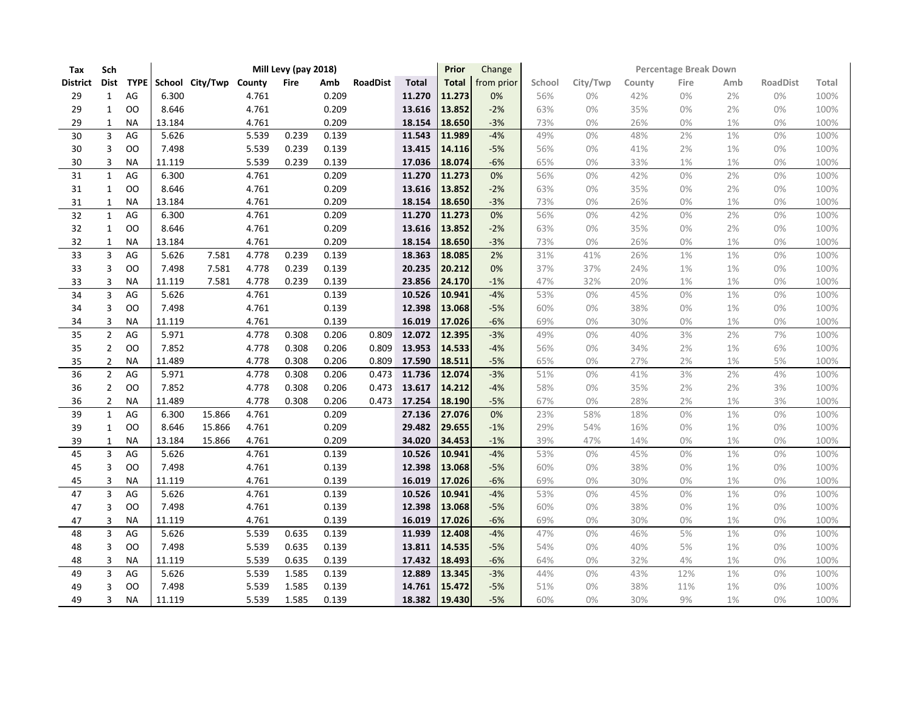| Tax | Sch | | Mill Levy (pay 2018) | | | | | | | Prior | Change | Percentage Break Down | | | | | | |
|---|---|---|---|---|---|---|---|---|---|---|---|---|---|---|---|---|---|---|
| District | Dist | TYPE | School | City/Twp | County | Fire | Amb | RoadDist | Total | Total | from prior | School | City/Twp | County | Fire | Amb | RoadDist | Total |
| 29 | 1 | AG | 6.300 | | 4.761 | | 0.209 | | 11.270 | 11.273 | 0% | 56% | 0% | 42% | 0% | 2% | 0% | 100% |
| 29 | 1 | OO | 8.646 | | 4.761 | | 0.209 | | 13.616 | 13.852 | -2% | 63% | 0% | 35% | 0% | 2% | 0% | 100% |
| 29 | 1 | NA | 13.184 | | 4.761 | | 0.209 | | 18.154 | 18.650 | -3% | 73% | 0% | 26% | 0% | 1% | 0% | 100% |
| 30 | 3 | AG | 5.626 | | 5.539 | 0.239 | 0.139 | | 11.543 | 11.989 | -4% | 49% | 0% | 48% | 2% | 1% | 0% | 100% |
| 30 | 3 | OO | 7.498 | | 5.539 | 0.239 | 0.139 | | 13.415 | 14.116 | -5% | 56% | 0% | 41% | 2% | 1% | 0% | 100% |
| 30 | 3 | NA | 11.119 | | 5.539 | 0.239 | 0.139 | | 17.036 | 18.074 | -6% | 65% | 0% | 33% | 1% | 1% | 0% | 100% |
| 31 | 1 | AG | 6.300 | | 4.761 | | 0.209 | | 11.270 | 11.273 | 0% | 56% | 0% | 42% | 0% | 2% | 0% | 100% |
| 31 | 1 | OO | 8.646 | | 4.761 | | 0.209 | | 13.616 | 13.852 | -2% | 63% | 0% | 35% | 0% | 2% | 0% | 100% |
| 31 | 1 | NA | 13.184 | | 4.761 | | 0.209 | | 18.154 | 18.650 | -3% | 73% | 0% | 26% | 0% | 1% | 0% | 100% |
| 32 | 1 | AG | 6.300 | | 4.761 | | 0.209 | | 11.270 | 11.273 | 0% | 56% | 0% | 42% | 0% | 2% | 0% | 100% |
| 32 | 1 | OO | 8.646 | | 4.761 | | 0.209 | | 13.616 | 13.852 | -2% | 63% | 0% | 35% | 0% | 2% | 0% | 100% |
| 32 | 1 | NA | 13.184 | | 4.761 | | 0.209 | | 18.154 | 18.650 | -3% | 73% | 0% | 26% | 0% | 1% | 0% | 100% |
| 33 | 3 | AG | 5.626 | 7.581 | 4.778 | 0.239 | 0.139 | | 18.363 | 18.085 | 2% | 31% | 41% | 26% | 1% | 1% | 0% | 100% |
| 33 | 3 | OO | 7.498 | 7.581 | 4.778 | 0.239 | 0.139 | | 20.235 | 20.212 | 0% | 37% | 37% | 24% | 1% | 1% | 0% | 100% |
| 33 | 3 | NA | 11.119 | 7.581 | 4.778 | 0.239 | 0.139 | | 23.856 | 24.170 | -1% | 47% | 32% | 20% | 1% | 1% | 0% | 100% |
| 34 | 3 | AG | 5.626 | | 4.761 | | 0.139 | | 10.526 | 10.941 | -4% | 53% | 0% | 45% | 0% | 1% | 0% | 100% |
| 34 | 3 | OO | 7.498 | | 4.761 | | 0.139 | | 12.398 | 13.068 | -5% | 60% | 0% | 38% | 0% | 1% | 0% | 100% |
| 34 | 3 | NA | 11.119 | | 4.761 | | 0.139 | | 16.019 | 17.026 | -6% | 69% | 0% | 30% | 0% | 1% | 0% | 100% |
| 35 | 2 | AG | 5.971 | | 4.778 | 0.308 | 0.206 | 0.809 | 12.072 | 12.395 | -3% | 49% | 0% | 40% | 3% | 2% | 7% | 100% |
| 35 | 2 | OO | 7.852 | | 4.778 | 0.308 | 0.206 | 0.809 | 13.953 | 14.533 | -4% | 56% | 0% | 34% | 2% | 1% | 6% | 100% |
| 35 | 2 | NA | 11.489 | | 4.778 | 0.308 | 0.206 | 0.809 | 17.590 | 18.511 | -5% | 65% | 0% | 27% | 2% | 1% | 5% | 100% |
| 36 | 2 | AG | 5.971 | | 4.778 | 0.308 | 0.206 | 0.473 | 11.736 | 12.074 | -3% | 51% | 0% | 41% | 3% | 2% | 4% | 100% |
| 36 | 2 | OO | 7.852 | | 4.778 | 0.308 | 0.206 | 0.473 | 13.617 | 14.212 | -4% | 58% | 0% | 35% | 2% | 2% | 3% | 100% |
| 36 | 2 | NA | 11.489 | | 4.778 | 0.308 | 0.206 | 0.473 | 17.254 | 18.190 | -5% | 67% | 0% | 28% | 2% | 1% | 3% | 100% |
| 39 | 1 | AG | 6.300 | 15.866 | 4.761 | | 0.209 | | 27.136 | 27.076 | 0% | 23% | 58% | 18% | 0% | 1% | 0% | 100% |
| 39 | 1 | OO | 8.646 | 15.866 | 4.761 | | 0.209 | | 29.482 | 29.655 | -1% | 29% | 54% | 16% | 0% | 1% | 0% | 100% |
| 39 | 1 | NA | 13.184 | 15.866 | 4.761 | | 0.209 | | 34.020 | 34.453 | -1% | 39% | 47% | 14% | 0% | 1% | 0% | 100% |
| 45 | 3 | AG | 5.626 | | 4.761 | | 0.139 | | 10.526 | 10.941 | -4% | 53% | 0% | 45% | 0% | 1% | 0% | 100% |
| 45 | 3 | OO | 7.498 | | 4.761 | | 0.139 | | 12.398 | 13.068 | -5% | 60% | 0% | 38% | 0% | 1% | 0% | 100% |
| 45 | 3 | NA | 11.119 | | 4.761 | | 0.139 | | 16.019 | 17.026 | -6% | 69% | 0% | 30% | 0% | 1% | 0% | 100% |
| 47 | 3 | AG | 5.626 | | 4.761 | | 0.139 | | 10.526 | 10.941 | -4% | 53% | 0% | 45% | 0% | 1% | 0% | 100% |
| 47 | 3 | OO | 7.498 | | 4.761 | | 0.139 | | 12.398 | 13.068 | -5% | 60% | 0% | 38% | 0% | 1% | 0% | 100% |
| 47 | 3 | NA | 11.119 | | 4.761 | | 0.139 | | 16.019 | 17.026 | -6% | 69% | 0% | 30% | 0% | 1% | 0% | 100% |
| 48 | 3 | AG | 5.626 | | 5.539 | 0.635 | 0.139 | | 11.939 | 12.408 | -4% | 47% | 0% | 46% | 5% | 1% | 0% | 100% |
| 48 | 3 | OO | 7.498 | | 5.539 | 0.635 | 0.139 | | 13.811 | 14.535 | -5% | 54% | 0% | 40% | 5% | 1% | 0% | 100% |
| 48 | 3 | NA | 11.119 | | 5.539 | 0.635 | 0.139 | | 17.432 | 18.493 | -6% | 64% | 0% | 32% | 4% | 1% | 0% | 100% |
| 49 | 3 | AG | 5.626 | | 5.539 | 1.585 | 0.139 | | 12.889 | 13.345 | -3% | 44% | 0% | 43% | 12% | 1% | 0% | 100% |
| 49 | 3 | OO | 7.498 | | 5.539 | 1.585 | 0.139 | | 14.761 | 15.472 | -5% | 51% | 0% | 38% | 11% | 1% | 0% | 100% |
| 49 | 3 | NA | 11.119 | | 5.539 | 1.585 | 0.139 | | 18.382 | 19.430 | -5% | 60% | 0% | 30% | 9% | 1% | 0% | 100% |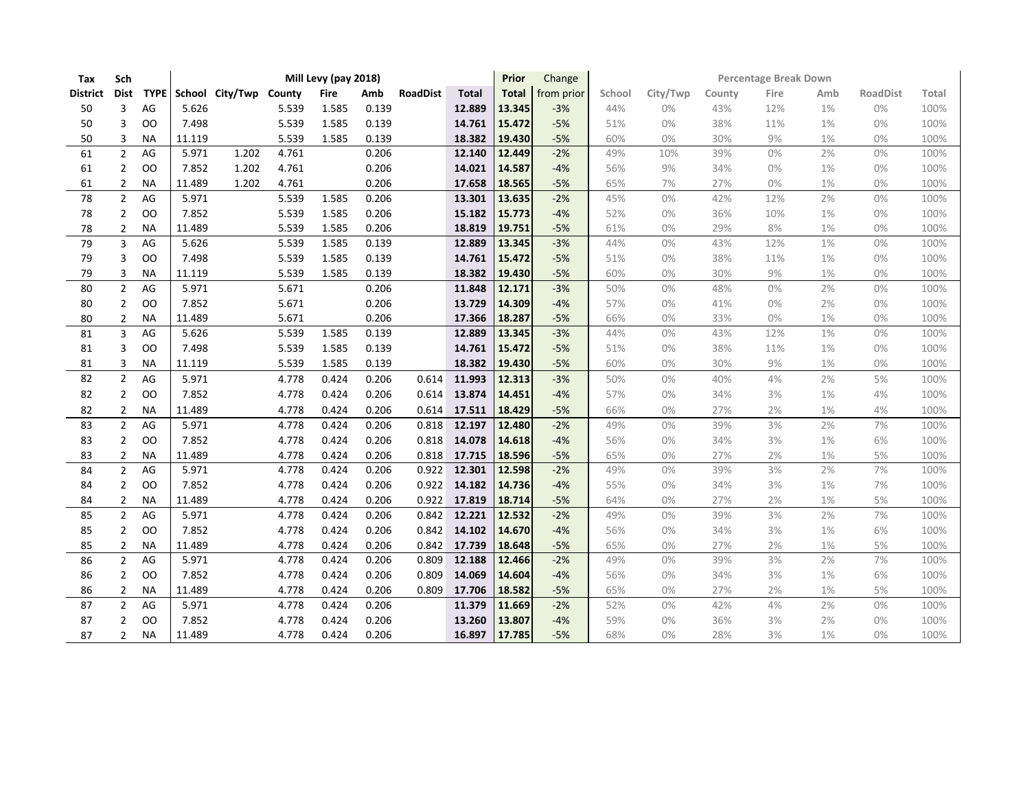| Tax | Sch | | Mill Levy (pay 2018) | | | | | | | Prior | Change | Percentage Break Down | | | | | | |
|---|---|---|---|---|---|---|---|---|---|---|---|---|---|---|---|---|---|---|
| District | Dist | TYPE | School | City/Twp | County | Fire | Amb | RoadDist | Total | Total | from prior | School | City/Twp | County | Fire | Amb | RoadDist | Total |
| 50 | 3 | AG | 5.626 | | 5.539 | 1.585 | 0.139 | | **12.889** | **13.345** | -3% | 44% | 0% | 43% | 12% | 1% | 0% | 100% |
| 50 | 3 | OO | 7.498 | | 5.539 | 1.585 | 0.139 | | **14.761** | **15.472** | -5% | 51% | 0% | 38% | 11% | 1% | 0% | 100% |
| 50 | 3 | NA | 11.119 | | 5.539 | 1.585 | 0.139 | | **18.382** | **19.430** | -5% | 60% | 0% | 30% | 9% | 1% | 0% | 100% |
| 61 | 2 | AG | 5.971 | 1.202 | 4.761 | | 0.206 | | **12.140** | **12.449** | -2% | 49% | 10% | 39% | 0% | 2% | 0% | 100% |
| 61 | 2 | OO | 7.852 | 1.202 | 4.761 | | 0.206 | | **14.021** | **14.587** | -4% | 56% | 9% | 34% | 0% | 1% | 0% | 100% |
| 61 | 2 | NA | 11.489 | 1.202 | 4.761 | | 0.206 | | **17.658** | **18.565** | -5% | 65% | 7% | 27% | 0% | 1% | 0% | 100% |
| 78 | 2 | AG | 5.971 | | 5.539 | 1.585 | 0.206 | | **13.301** | **13.635** | -2% | 45% | 0% | 42% | 12% | 2% | 0% | 100% |
| 78 | 2 | OO | 7.852 | | 5.539 | 1.585 | 0.206 | | **15.182** | **15.773** | -4% | 52% | 0% | 36% | 10% | 1% | 0% | 100% |
| 78 | 2 | NA | 11.489 | | 5.539 | 1.585 | 0.206 | | **18.819** | **19.751** | -5% | 61% | 0% | 29% | 8% | 1% | 0% | 100% |
| 79 | 3 | AG | 5.626 | | 5.539 | 1.585 | 0.139 | | **12.889** | **13.345** | -3% | 44% | 0% | 43% | 12% | 1% | 0% | 100% |
| 79 | 3 | OO | 7.498 | | 5.539 | 1.585 | 0.139 | | **14.761** | **15.472** | -5% | 51% | 0% | 38% | 11% | 1% | 0% | 100% |
| 79 | 3 | NA | 11.119 | | 5.539 | 1.585 | 0.139 | | **18.382** | **19.430** | -5% | 60% | 0% | 30% | 9% | 1% | 0% | 100% |
| 80 | 2 | AG | 5.971 | | 5.671 | | 0.206 | | **11.848** | **12.171** | -3% | 50% | 0% | 48% | 0% | 2% | 0% | 100% |
| 80 | 2 | OO | 7.852 | | 5.671 | | 0.206 | | **13.729** | **14.309** | -4% | 57% | 0% | 41% | 0% | 2% | 0% | 100% |
| 80 | 2 | NA | 11.489 | | 5.671 | | 0.206 | | **17.366** | **18.287** | -5% | 66% | 0% | 33% | 0% | 1% | 0% | 100% |
| 81 | 3 | AG | 5.626 | | 5.539 | 1.585 | 0.139 | | **12.889** | **13.345** | -3% | 44% | 0% | 43% | 12% | 1% | 0% | 100% |
| 81 | 3 | OO | 7.498 | | 5.539 | 1.585 | 0.139 | | **14.761** | **15.472** | -5% | 51% | 0% | 38% | 11% | 1% | 0% | 100% |
| 81 | 3 | NA | 11.119 | | 5.539 | 1.585 | 0.139 | | **18.382** | **19.430** | -5% | 60% | 0% | 30% | 9% | 1% | 0% | 100% |
| 82 | 2 | AG | 5.971 | | 4.778 | 0.424 | 0.206 | 0.614 | **11.993** | **12.313** | -3% | 50% | 0% | 40% | 4% | 2% | 5% | 100% |
| 82 | 2 | OO | 7.852 | | 4.778 | 0.424 | 0.206 | 0.614 | **13.874** | **14.451** | -4% | 57% | 0% | 34% | 3% | 1% | 4% | 100% |
| 82 | 2 | NA | 11.489 | | 4.778 | 0.424 | 0.206 | 0.614 | **17.511** | **18.429** | -5% | 66% | 0% | 27% | 2% | 1% | 4% | 100% |
| 83 | 2 | AG | 5.971 | | 4.778 | 0.424 | 0.206 | 0.818 | **12.197** | **12.480** | -2% | 49% | 0% | 39% | 3% | 2% | 7% | 100% |
| 83 | 2 | OO | 7.852 | | 4.778 | 0.424 | 0.206 | 0.818 | **14.078** | **14.618** | -4% | 56% | 0% | 34% | 3% | 1% | 6% | 100% |
| 83 | 2 | NA | 11.489 | | 4.778 | 0.424 | 0.206 | 0.818 | **17.715** | **18.596** | -5% | 65% | 0% | 27% | 2% | 1% | 5% | 100% |
| 84 | 2 | AG | 5.971 | | 4.778 | 0.424 | 0.206 | 0.922 | **12.301** | **12.598** | -2% | 49% | 0% | 39% | 3% | 2% | 7% | 100% |
| 84 | 2 | OO | 7.852 | | 4.778 | 0.424 | 0.206 | 0.922 | **14.182** | **14.736** | -4% | 55% | 0% | 34% | 3% | 1% | 7% | 100% |
| 84 | 2 | NA | 11.489 | | 4.778 | 0.424 | 0.206 | 0.922 | **17.819** | **18.714** | -5% | 64% | 0% | 27% | 2% | 1% | 5% | 100% |
| 85 | 2 | AG | 5.971 | | 4.778 | 0.424 | 0.206 | 0.842 | **12.221** | **12.532** | -2% | 49% | 0% | 39% | 3% | 2% | 7% | 100% |
| 85 | 2 | OO | 7.852 | | 4.778 | 0.424 | 0.206 | 0.842 | **14.102** | **14.670** | -4% | 56% | 0% | 34% | 3% | 1% | 6% | 100% |
| 85 | 2 | NA | 11.489 | | 4.778 | 0.424 | 0.206 | 0.842 | **17.739** | **18.648** | -5% | 65% | 0% | 27% | 2% | 1% | 5% | 100% |
| 86 | 2 | AG | 5.971 | | 4.778 | 0.424 | 0.206 | 0.809 | **12.188** | **12.466** | -2% | 49% | 0% | 39% | 3% | 2% | 7% | 100% |
| 86 | 2 | OO | 7.852 | | 4.778 | 0.424 | 0.206 | 0.809 | **14.069** | **14.604** | -4% | 56% | 0% | 34% | 3% | 1% | 6% | 100% |
| 86 | 2 | NA | 11.489 | | 4.778 | 0.424 | 0.206 | 0.809 | **17.706** | **18.582** | -5% | 65% | 0% | 27% | 2% | 1% | 5% | 100% |
| 87 | 2 | AG | 5.971 | | 4.778 | 0.424 | 0.206 | | **11.379** | **11.669** | -2% | 52% | 0% | 42% | 4% | 2% | 0% | 100% |
| 87 | 2 | OO | 7.852 | | 4.778 | 0.424 | 0.206 | | **13.260** | **13.807** | -4% | 59% | 0% | 36% | 3% | 2% | 0% | 100% |
| 87 | 2 | NA | 11.489 | | 4.778 | 0.424 | 0.206 | | **16.897** | **17.785** | -5% | 68% | 0% | 28% | 3% | 1% | 0% | 100% |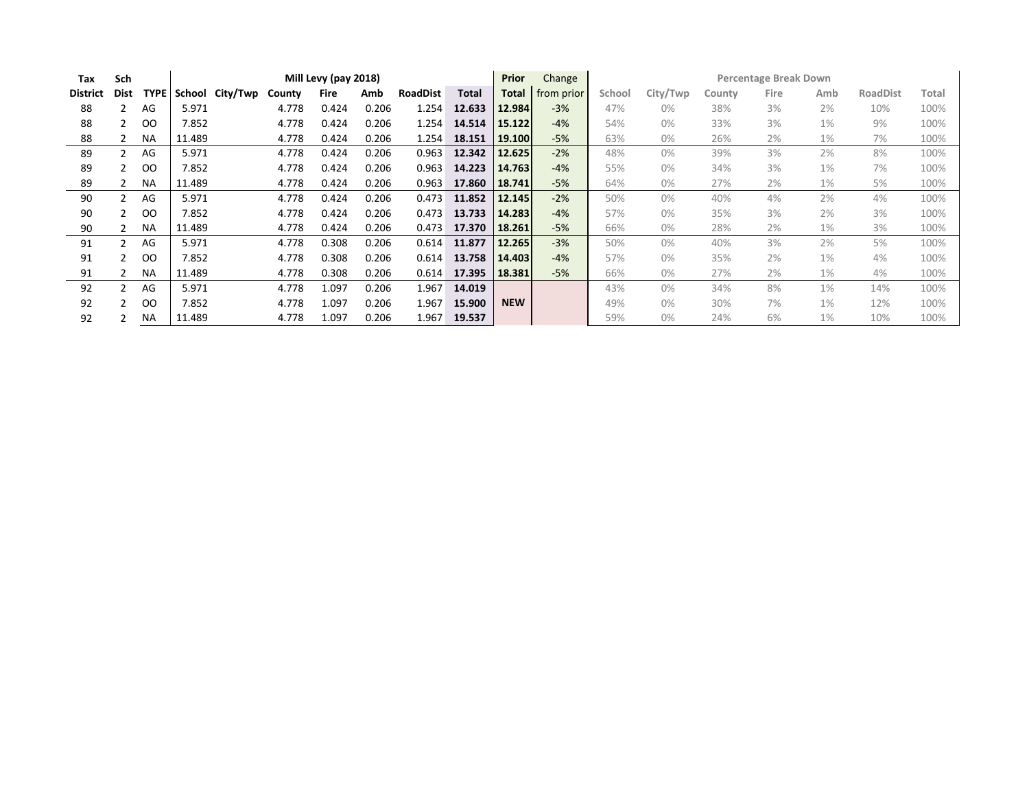| Tax | Sch | | Mill Levy (pay 2018) | | | | | | | Prior | Change | Percentage Break Down | | | | | | |
|---|---|---|---|---|---|---|---|---|---|---|---|---|---|---|---|---|---|---|
| District | Dist | TYPE | School | City/Twp | County | Fire | Amb | RoadDist | Total | Total | from prior | School | City/Twp | County | Fire | Amb | RoadDist | Total |
| 88 | 2 | AG | 5.971 | | 4.778 | 0.424 | 0.206 | 1.254 | **12.633** | **12.984** | -3% | 47% | 0% | 38% | 3% | 2% | 10% | 100% |
| 88 | 2 | OO | 7.852 | | 4.778 | 0.424 | 0.206 | 1.254 | **14.514** | **15.122** | -4% | 54% | 0% | 33% | 3% | 1% | 9% | 100% |
| 88 | 2 | NA | 11.489 | | 4.778 | 0.424 | 0.206 | 1.254 | **18.151** | **19.100** | -5% | 63% | 0% | 26% | 2% | 1% | 7% | 100% |
| 89 | 2 | AG | 5.971 | | 4.778 | 0.424 | 0.206 | 0.963 | **12.342** | **12.625** | -2% | 48% | 0% | 39% | 3% | 2% | 8% | 100% |
| 89 | 2 | OO | 7.852 | | 4.778 | 0.424 | 0.206 | 0.963 | **14.223** | **14.763** | -4% | 55% | 0% | 34% | 3% | 1% | 7% | 100% |
| 89 | 2 | NA | 11.489 | | 4.778 | 0.424 | 0.206 | 0.963 | **17.860** | **18.741** | -5% | 64% | 0% | 27% | 2% | 1% | 5% | 100% |
| 90 | 2 | AG | 5.971 | | 4.778 | 0.424 | 0.206 | 0.473 | **11.852** | **12.145** | -2% | 50% | 0% | 40% | 4% | 2% | 4% | 100% |
| 90 | 2 | OO | 7.852 | | 4.778 | 0.424 | 0.206 | 0.473 | **13.733** | **14.283** | -4% | 57% | 0% | 35% | 3% | 2% | 3% | 100% |
| 90 | 2 | NA | 11.489 | | 4.778 | 0.424 | 0.206 | 0.473 | **17.370** | **18.261** | -5% | 66% | 0% | 28% | 2% | 1% | 3% | 100% |
| 91 | 2 | AG | 5.971 | | 4.778 | 0.308 | 0.206 | 0.614 | **11.877** | **12.265** | -3% | 50% | 0% | 40% | 3% | 2% | 5% | 100% |
| 91 | 2 | OO | 7.852 | | 4.778 | 0.308 | 0.206 | 0.614 | **13.758** | **14.403** | -4% | 57% | 0% | 35% | 2% | 1% | 4% | 100% |
| 91 | 2 | NA | 11.489 | | 4.778 | 0.308 | 0.206 | 0.614 | **17.395** | **18.381** | -5% | 66% | 0% | 27% | 2% | 1% | 4% | 100% |
| 92 | 2 | AG | 5.971 | | 4.778 | 1.097 | 0.206 | 1.967 | **14.019** | | | 43% | 0% | 34% | 8% | 1% | 14% | 100% |
| 92 | 2 | OO | 7.852 | | 4.778 | 1.097 | 0.206 | 1.967 | **15.900** | **NEW** | | 49% | 0% | 30% | 7% | 1% | 12% | 100% |
| 92 | 2 | NA | 11.489 | | 4.778 | 1.097 | 0.206 | 1.967 | **19.537** | | | 59% | 0% | 24% | 6% | 1% | 10% | 100% |